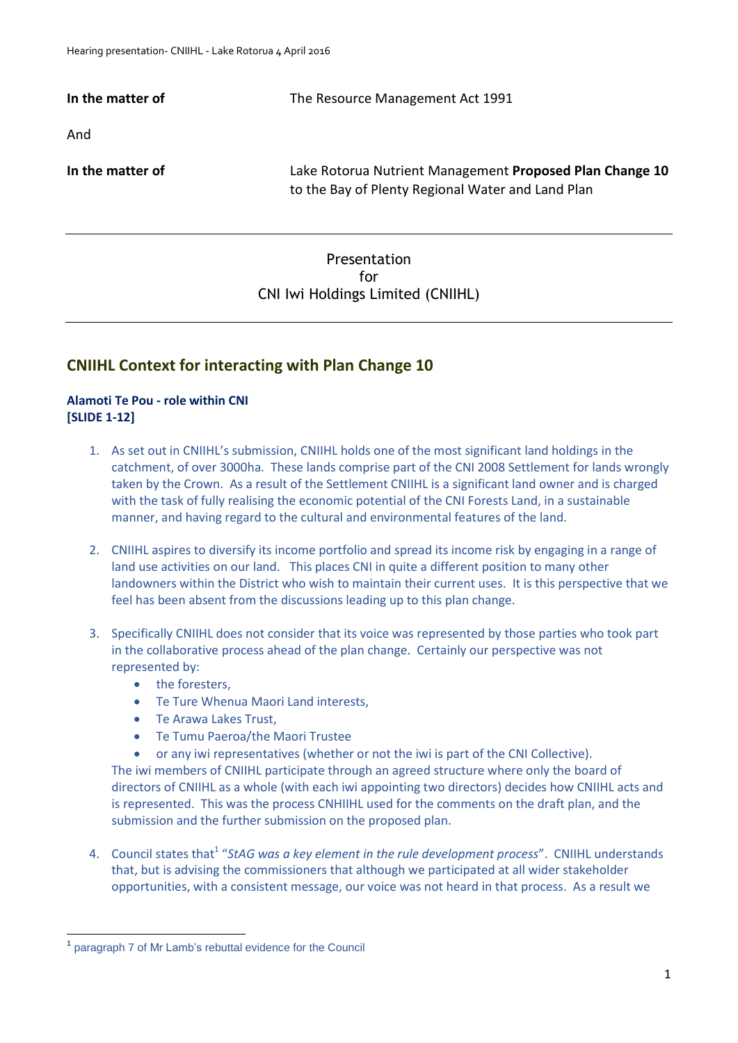**In the matter of** The Resource Management Act 1991

And

**In the matter of** Lake Rotorua Nutrient Management **Proposed Plan Change 10** to the Bay of Plenty Regional Water and Land Plan

---

Presentation
for
CNI Iwi Holdings Limited (CNIIHL)

---

## CNIIHL Context for interacting with Plan Change 10

**Alamoti Te Pou - role within CNI**
**[SLIDE 1-12]**

1. As set out in CNIIHL's submission, CNIIHL holds one of the most significant land holdings in the catchment, of over 3000ha. These lands comprise part of the CNI 2008 Settlement for lands wrongly taken by the Crown. As a result of the Settlement CNIIHL is a significant land owner and is charged with the task of fully realising the economic potential of the CNI Forests Land, in a sustainable manner, and having regard to the cultural and environmental features of the land.

2. CNIIHL aspires to diversify its income portfolio and spread its income risk by engaging in a range of land use activities on our land. This places CNI in quite a different position to many other landowners within the District who wish to maintain their current uses. It is this perspective that we feel has been absent from the discussions leading up to this plan change.

3. Specifically CNIIHL does not consider that its voice was represented by those parties who took part in the collaborative process ahead of the plan change. Certainly our perspective was not represented by:
   - the foresters,
   - Te Ture Whenua Maori Land interests,
   - Te Arawa Lakes Trust,
   - Te Tumu Paeroa/the Maori Trustee
   - or any iwi representatives (whether or not the iwi is part of the CNI Collective).

   The iwi members of CNIIHL participate through an agreed structure where only the board of directors of CNIIHL as a whole (with each iwi appointing two directors) decides how CNIIHL acts and is represented. This was the process CNHIIHL used for the comments on the draft plan, and the submission and the further submission on the proposed plan.

4. Council states that[1] "*StAG was a key element in the rule development process*". CNIIHL understands that, but is advising the commissioners that although we participated at all wider stakeholder opportunities, with a consistent message, our voice was not heard in that process. As a result we

---

[1] paragraph 7 of Mr Lamb's rebuttal evidence for the Council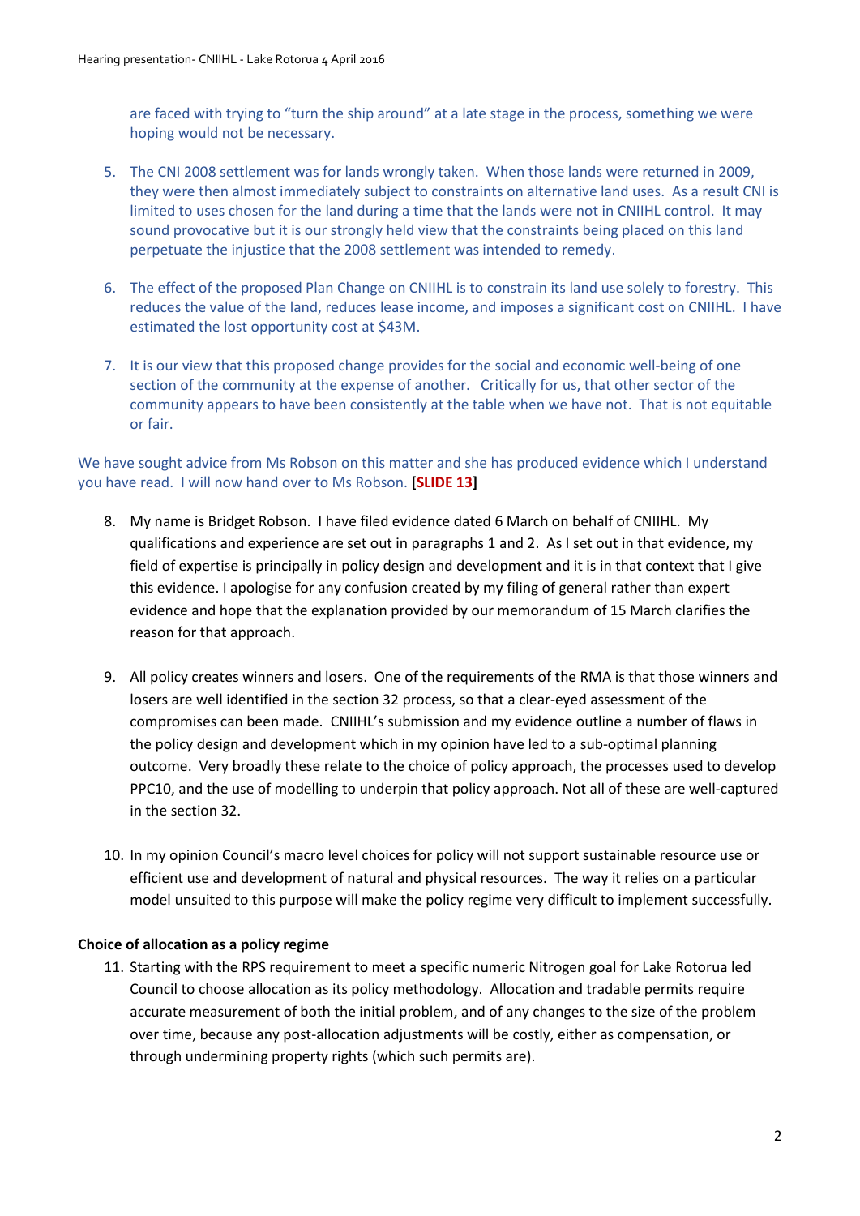are faced with trying to "turn the ship around" at a late stage in the process, something we were hoping would not be necessary.

5. The CNI 2008 settlement was for lands wrongly taken. When those lands were returned in 2009, they were then almost immediately subject to constraints on alternative land uses. As a result CNI is limited to uses chosen for the land during a time that the lands were not in CNIIHL control. It may sound provocative but it is our strongly held view that the constraints being placed on this land perpetuate the injustice that the 2008 settlement was intended to remedy.

6. The effect of the proposed Plan Change on CNIIHL is to constrain its land use solely to forestry. This reduces the value of the land, reduces lease income, and imposes a significant cost on CNIIHL. I have estimated the lost opportunity cost at $43M.

7. It is our view that this proposed change provides for the social and economic well-being of one section of the community at the expense of another. Critically for us, that other sector of the community appears to have been consistently at the table when we have not. That is not equitable or fair.

We have sought advice from Ms Robson on this matter and she has produced evidence which I understand you have read. I will now hand over to Ms Robson. **[SLIDE 13]**

8. My name is Bridget Robson. I have filed evidence dated 6 March on behalf of CNIIHL. My qualifications and experience are set out in paragraphs 1 and 2. As I set out in that evidence, my field of expertise is principally in policy design and development and it is in that context that I give this evidence. I apologise for any confusion created by my filing of general rather than expert evidence and hope that the explanation provided by our memorandum of 15 March clarifies the reason for that approach.

9. All policy creates winners and losers. One of the requirements of the RMA is that those winners and losers are well identified in the section 32 process, so that a clear-eyed assessment of the compromises can been made. CNIIHL's submission and my evidence outline a number of flaws in the policy design and development which in my opinion have led to a sub-optimal planning outcome. Very broadly these relate to the choice of policy approach, the processes used to develop PPC10, and the use of modelling to underpin that policy approach. Not all of these are well-captured in the section 32.

10. In my opinion Council's macro level choices for policy will not support sustainable resource use or efficient use and development of natural and physical resources. The way it relies on a particular model unsuited to this purpose will make the policy regime very difficult to implement successfully.

**Choice of allocation as a policy regime**

11. Starting with the RPS requirement to meet a specific numeric Nitrogen goal for Lake Rotorua led Council to choose allocation as its policy methodology. Allocation and tradable permits require accurate measurement of both the initial problem, and of any changes to the size of the problem over time, because any post-allocation adjustments will be costly, either as compensation, or through undermining property rights (which such permits are).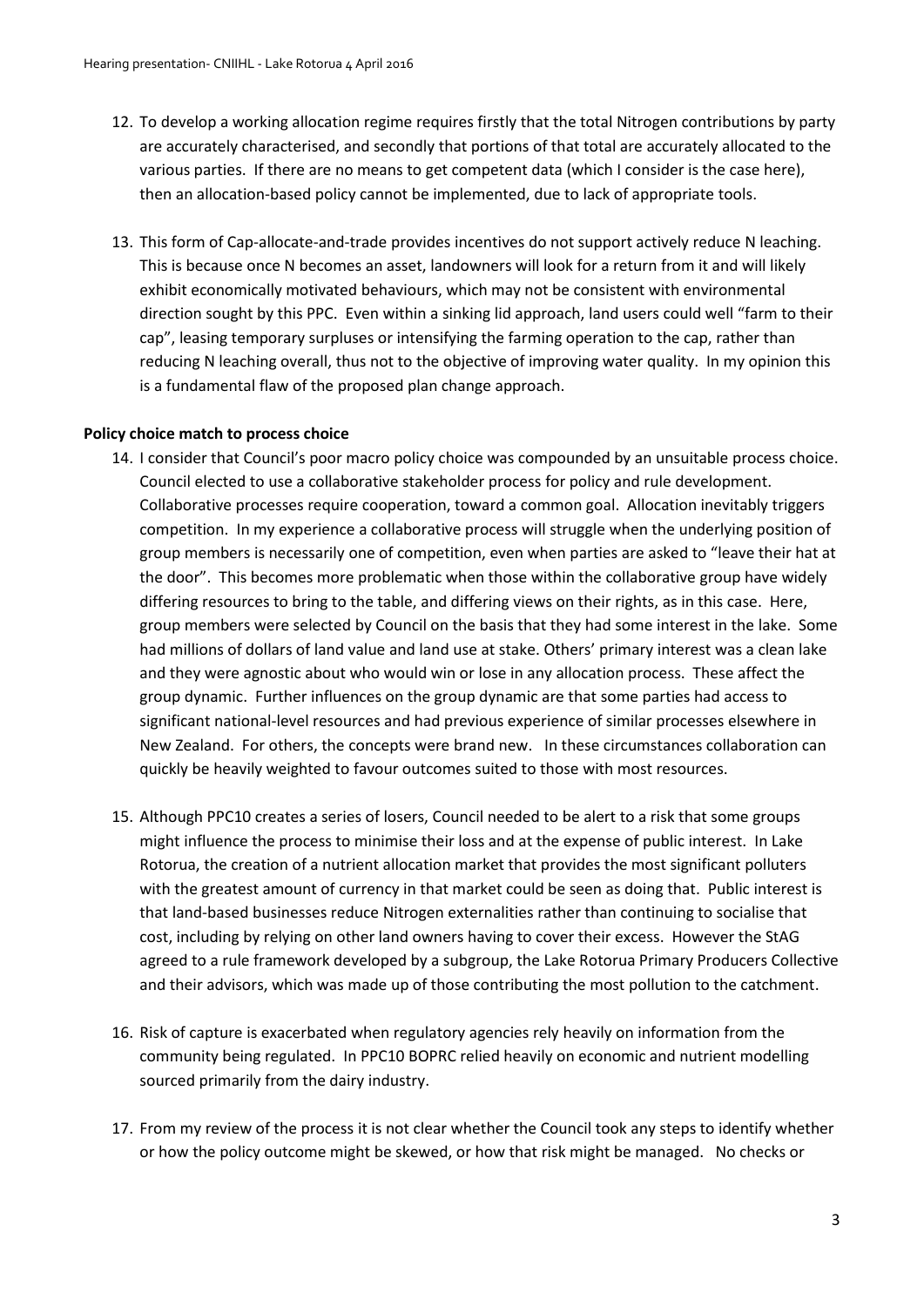12. To develop a working allocation regime requires firstly that the total Nitrogen contributions by party are accurately characterised, and secondly that portions of that total are accurately allocated to the various parties. If there are no means to get competent data (which I consider is the case here), then an allocation-based policy cannot be implemented, due to lack of appropriate tools.

13. This form of Cap-allocate-and-trade provides incentives do not support actively reduce N leaching. This is because once N becomes an asset, landowners will look for a return from it and will likely exhibit economically motivated behaviours, which may not be consistent with environmental direction sought by this PPC. Even within a sinking lid approach, land users could well "farm to their cap", leasing temporary surpluses or intensifying the farming operation to the cap, rather than reducing N leaching overall, thus not to the objective of improving water quality. In my opinion this is a fundamental flaw of the proposed plan change approach.

**Policy choice match to process choice**

14. I consider that Council's poor macro policy choice was compounded by an unsuitable process choice. Council elected to use a collaborative stakeholder process for policy and rule development. Collaborative processes require cooperation, toward a common goal. Allocation inevitably triggers competition. In my experience a collaborative process will struggle when the underlying position of group members is necessarily one of competition, even when parties are asked to "leave their hat at the door". This becomes more problematic when those within the collaborative group have widely differing resources to bring to the table, and differing views on their rights, as in this case. Here, group members were selected by Council on the basis that they had some interest in the lake. Some had millions of dollars of land value and land use at stake. Others' primary interest was a clean lake and they were agnostic about who would win or lose in any allocation process. These affect the group dynamic. Further influences on the group dynamic are that some parties had access to significant national-level resources and had previous experience of similar processes elsewhere in New Zealand. For others, the concepts were brand new. In these circumstances collaboration can quickly be heavily weighted to favour outcomes suited to those with most resources.

15. Although PPC10 creates a series of losers, Council needed to be alert to a risk that some groups might influence the process to minimise their loss and at the expense of public interest. In Lake Rotorua, the creation of a nutrient allocation market that provides the most significant polluters with the greatest amount of currency in that market could be seen as doing that. Public interest is that land-based businesses reduce Nitrogen externalities rather than continuing to socialise that cost, including by relying on other land owners having to cover their excess. However the StAG agreed to a rule framework developed by a subgroup, the Lake Rotorua Primary Producers Collective and their advisors, which was made up of those contributing the most pollution to the catchment.

16. Risk of capture is exacerbated when regulatory agencies rely heavily on information from the community being regulated. In PPC10 BOPRC relied heavily on economic and nutrient modelling sourced primarily from the dairy industry.

17. From my review of the process it is not clear whether the Council took any steps to identify whether or how the policy outcome might be skewed, or how that risk might be managed. No checks or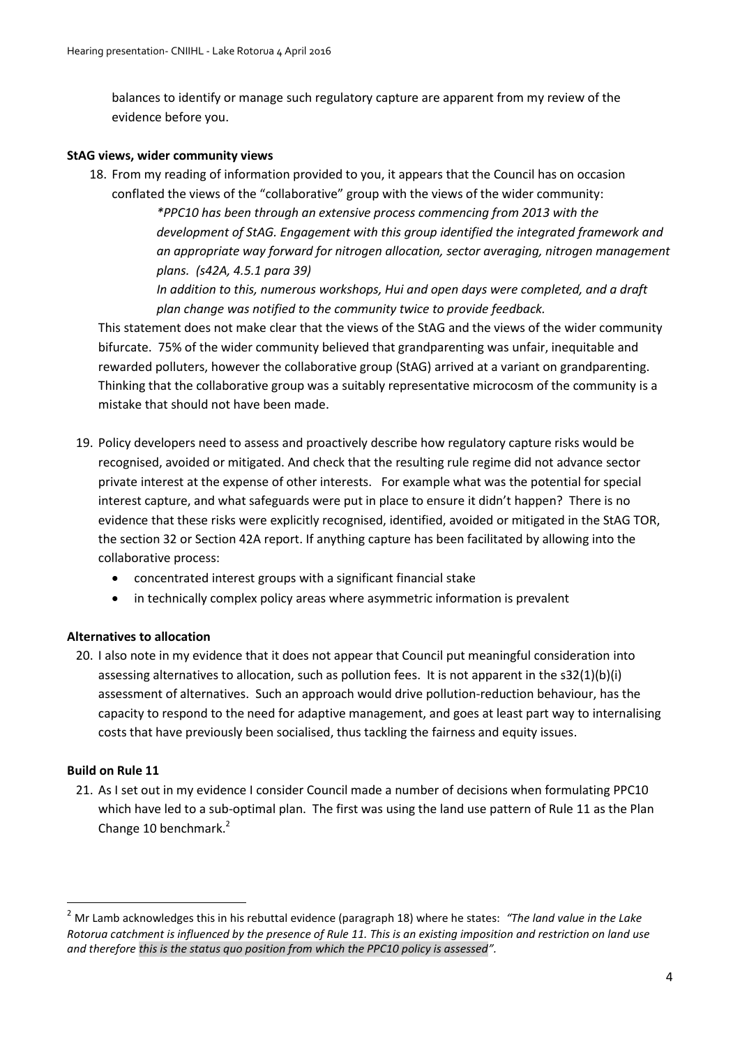balances to identify or manage such regulatory capture are apparent from my review of the evidence before you.

**StAG views, wider community views**

18. From my reading of information provided to you, it appears that the Council has on occasion conflated the views of the "collaborative" group with the views of the wider community:

    *\*PPC10 has been through an extensive process commencing from 2013 with the development of StAG. Engagement with this group identified the integrated framework and an appropriate way forward for nitrogen allocation, sector averaging, nitrogen management plans. (s42A, 4.5.1 para 39)*

    *In addition to this, numerous workshops, Hui and open days were completed, and a draft plan change was notified to the community twice to provide feedback.*

    This statement does not make clear that the views of the StAG and the views of the wider community bifurcate. 75% of the wider community believed that grandparenting was unfair, inequitable and rewarded polluters, however the collaborative group (StAG) arrived at a variant on grandparenting. Thinking that the collaborative group was a suitably representative microcosm of the community is a mistake that should not have been made.

19. Policy developers need to assess and proactively describe how regulatory capture risks would be recognised, avoided or mitigated. And check that the resulting rule regime did not advance sector private interest at the expense of other interests. For example what was the potential for special interest capture, and what safeguards were put in place to ensure it didn't happen? There is no evidence that these risks were explicitly recognised, identified, avoided or mitigated in the StAG TOR, the section 32 or Section 42A report. If anything capture has been facilitated by allowing into the collaborative process:
    - concentrated interest groups with a significant financial stake
    - in technically complex policy areas where asymmetric information is prevalent

**Alternatives to allocation**

20. I also note in my evidence that it does not appear that Council put meaningful consideration into assessing alternatives to allocation, such as pollution fees. It is not apparent in the s32(1)(b)(i) assessment of alternatives. Such an approach would drive pollution-reduction behaviour, has the capacity to respond to the need for adaptive management, and goes at least part way to internalising costs that have previously been socialised, thus tackling the fairness and equity issues.

**Build on Rule 11**

21. As I set out in my evidence I consider Council made a number of decisions when formulating PPC10 which have led to a sub-optimal plan. The first was using the land use pattern of Rule 11 as the Plan Change 10 benchmark.[2]

---

[2] Mr Lamb acknowledges this in his rebuttal evidence (paragraph 18) where he states: *"The land value in the Lake Rotorua catchment is influenced by the presence of Rule 11. This is an existing imposition and restriction on land use and therefore this is the status quo position from which the PPC10 policy is assessed".*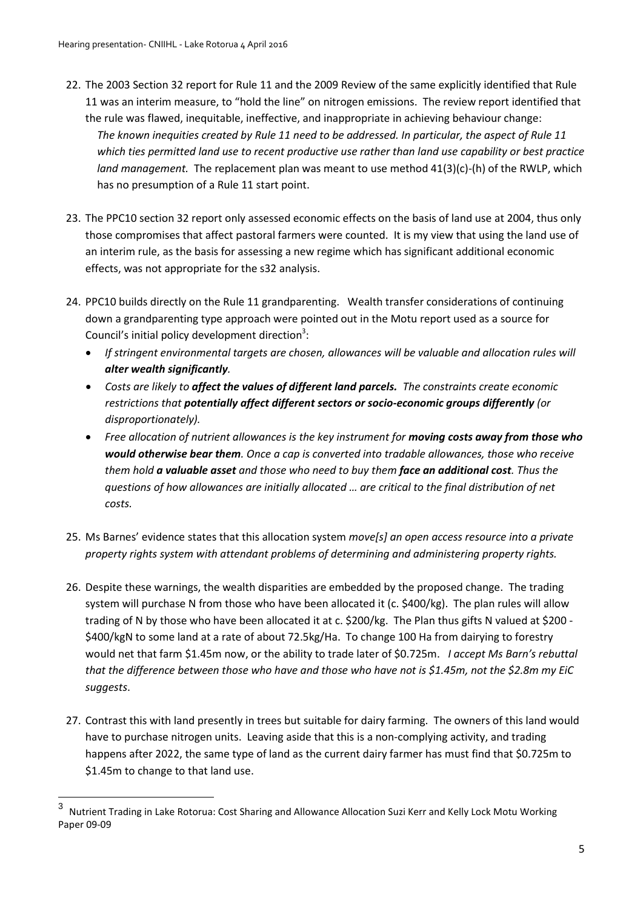22. The 2003 Section 32 report for Rule 11 and the 2009 Review of the same explicitly identified that Rule 11 was an interim measure, to "hold the line" on nitrogen emissions. The review report identified that the rule was flawed, inequitable, ineffective, and inappropriate in achieving behaviour change:
    *The known inequities created by Rule 11 need to be addressed. In particular, the aspect of Rule 11 which ties permitted land use to recent productive use rather than land use capability or best practice land management.* The replacement plan was meant to use method 41(3)(c)-(h) of the RWLP, which has no presumption of a Rule 11 start point.

23. The PPC10 section 32 report only assessed economic effects on the basis of land use at 2004, thus only those compromises that affect pastoral farmers were counted. It is my view that using the land use of an interim rule, as the basis for assessing a new regime which has significant additional economic effects, was not appropriate for the s32 analysis.

24. PPC10 builds directly on the Rule 11 grandparenting. Wealth transfer considerations of continuing down a grandparenting type approach were pointed out in the Motu report used as a source for Council's initial policy development direction[3]:
    - *If stringent environmental targets are chosen, allowances will be valuable and allocation rules will **alter wealth significantly**.*
    - *Costs are likely to **affect the values of different land parcels.** The constraints create economic restrictions that **potentially affect different sectors or socio-economic groups differently** (or disproportionately).*
    - *Free allocation of nutrient allowances is the key instrument for **moving costs away from those who would otherwise bear them**. Once a cap is converted into tradable allowances, those who receive them hold **a valuable asset** and those who need to buy them **face an additional cost**. Thus the questions of how allowances are initially allocated … are critical to the final distribution of net costs.*

25. Ms Barnes' evidence states that this allocation system *move[s] an open access resource into a private property rights system with attendant problems of determining and administering property rights.*

26. Despite these warnings, the wealth disparities are embedded by the proposed change. The trading system will purchase N from those who have been allocated it (c. \$400/kg). The plan rules will allow trading of N by those who have been allocated it at c. \$200/kg. The Plan thus gifts N valued at \$200 - \$400/kgN to some land at a rate of about 72.5kg/Ha. To change 100 Ha from dairying to forestry would net that farm \$1.45m now, or the ability to trade later of \$0.725m. *I accept Ms Barn's rebuttal that the difference between those who have and those who have not is \$1.45m, not the \$2.8m my EiC suggests*.

27. Contrast this with land presently in trees but suitable for dairy farming. The owners of this land would have to purchase nitrogen units. Leaving aside that this is a non-complying activity, and trading happens after 2022, the same type of land as the current dairy farmer has must find that \$0.725m to \$1.45m to change to that land use.

---

[3] Nutrient Trading in Lake Rotorua: Cost Sharing and Allowance Allocation Suzi Kerr and Kelly Lock Motu Working Paper 09-09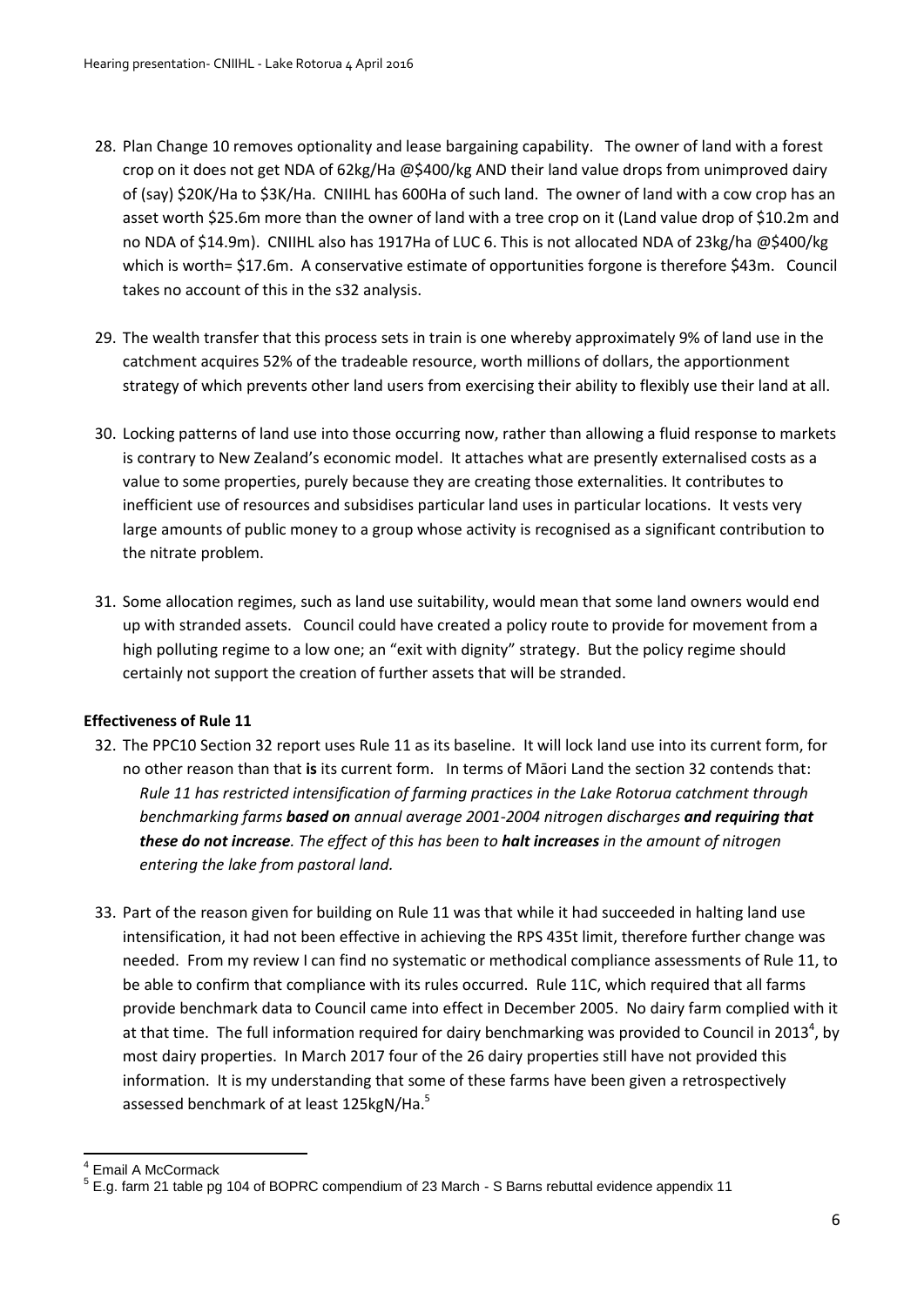28. Plan Change 10 removes optionality and lease bargaining capability. The owner of land with a forest crop on it does not get NDA of 62kg/Ha @$400/kg AND their land value drops from unimproved dairy of (say) $20K/Ha to $3K/Ha. CNIIHL has 600Ha of such land. The owner of land with a cow crop has an asset worth $25.6m more than the owner of land with a tree crop on it (Land value drop of $10.2m and no NDA of $14.9m). CNIIHL also has 1917Ha of LUC 6. This is not allocated NDA of 23kg/ha @$400/kg which is worth= $17.6m. A conservative estimate of opportunities forgone is therefore $43m. Council takes no account of this in the s32 analysis.

29. The wealth transfer that this process sets in train is one whereby approximately 9% of land use in the catchment acquires 52% of the tradeable resource, worth millions of dollars, the apportionment strategy of which prevents other land users from exercising their ability to flexibly use their land at all.

30. Locking patterns of land use into those occurring now, rather than allowing a fluid response to markets is contrary to New Zealand's economic model. It attaches what are presently externalised costs as a value to some properties, purely because they are creating those externalities. It contributes to inefficient use of resources and subsidises particular land uses in particular locations. It vests very large amounts of public money to a group whose activity is recognised as a significant contribution to the nitrate problem.

31. Some allocation regimes, such as land use suitability, would mean that some land owners would end up with stranded assets. Council could have created a policy route to provide for movement from a high polluting regime to a low one; an "exit with dignity" strategy. But the policy regime should certainly not support the creation of further assets that will be stranded.

**Effectiveness of Rule 11**

32. The PPC10 Section 32 report uses Rule 11 as its baseline. It will lock land use into its current form, for no other reason than that **is** its current form. In terms of Māori Land the section 32 contends that:
    *Rule 11 has restricted intensification of farming practices in the Lake Rotorua catchment through benchmarking farms* ***based on*** *annual average 2001-2004 nitrogen discharges* ***and requiring that these do not increase****. The effect of this has been to* ***halt increases*** *in the amount of nitrogen entering the lake from pastoral land.*

33. Part of the reason given for building on Rule 11 was that while it had succeeded in halting land use intensification, it had not been effective in achieving the RPS 435t limit, therefore further change was needed. From my review I can find no systematic or methodical compliance assessments of Rule 11, to be able to confirm that compliance with its rules occurred. Rule 11C, which required that all farms provide benchmark data to Council came into effect in December 2005. No dairy farm complied with it at that time. The full information required for dairy benchmarking was provided to Council in 2013[4], by most dairy properties. In March 2017 four of the 26 dairy properties still have not provided this information. It is my understanding that some of these farms have been given a retrospectively assessed benchmark of at least 125kgN/Ha.[5]

---

[4] Email A McCormack

[5] E.g. farm 21 table pg 104 of BOPRC compendium of 23 March - S Barns rebuttal evidence appendix 11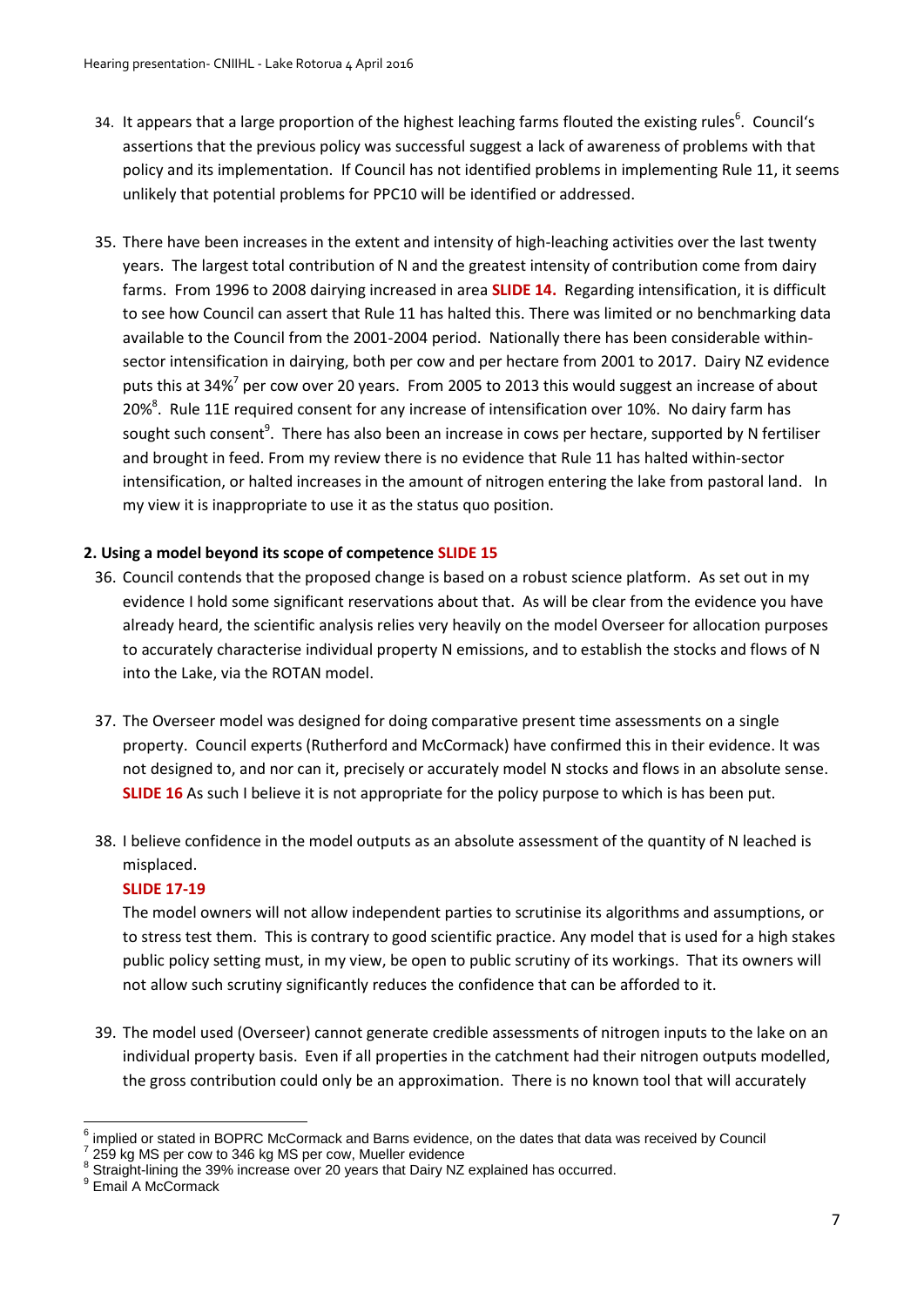34. It appears that a large proportion of the highest leaching farms flouted the existing rules[6]. Council's assertions that the previous policy was successful suggest a lack of awareness of problems with that policy and its implementation. If Council has not identified problems in implementing Rule 11, it seems unlikely that potential problems for PPC10 will be identified or addressed.

35. There have been increases in the extent and intensity of high-leaching activities over the last twenty years. The largest total contribution of N and the greatest intensity of contribution come from dairy farms. From 1996 to 2008 dairying increased in area **SLIDE 14.** Regarding intensification, it is difficult to see how Council can assert that Rule 11 has halted this. There was limited or no benchmarking data available to the Council from the 2001-2004 period. Nationally there has been considerable within-sector intensification in dairying, both per cow and per hectare from 2001 to 2017. Dairy NZ evidence puts this at 34%[7] per cow over 20 years. From 2005 to 2013 this would suggest an increase of about 20%[8]. Rule 11E required consent for any increase of intensification over 10%. No dairy farm has sought such consent[9]. There has also been an increase in cows per hectare, supported by N fertiliser and brought in feed. From my review there is no evidence that Rule 11 has halted within-sector intensification, or halted increases in the amount of nitrogen entering the lake from pastoral land. In my view it is inappropriate to use it as the status quo position.

**2. Using a model beyond its scope of competence SLIDE 15**

36. Council contends that the proposed change is based on a robust science platform. As set out in my evidence I hold some significant reservations about that. As will be clear from the evidence you have already heard, the scientific analysis relies very heavily on the model Overseer for allocation purposes to accurately characterise individual property N emissions, and to establish the stocks and flows of N into the Lake, via the ROTAN model.

37. The Overseer model was designed for doing comparative present time assessments on a single property. Council experts (Rutherford and McCormack) have confirmed this in their evidence. It was not designed to, and nor can it, precisely or accurately model N stocks and flows in an absolute sense. **SLIDE 16** As such I believe it is not appropriate for the policy purpose to which is has been put.

38. I believe confidence in the model outputs as an absolute assessment of the quantity of N leached is misplaced.

    **SLIDE 17-19**

    The model owners will not allow independent parties to scrutinise its algorithms and assumptions, or to stress test them. This is contrary to good scientific practice. Any model that is used for a high stakes public policy setting must, in my view, be open to public scrutiny of its workings. That its owners will not allow such scrutiny significantly reduces the confidence that can be afforded to it.

39. The model used (Overseer) cannot generate credible assessments of nitrogen inputs to the lake on an individual property basis. Even if all properties in the catchment had their nitrogen outputs modelled, the gross contribution could only be an approximation. There is no known tool that will accurately

---

[6] implied or stated in BOPRC McCormack and Barns evidence, on the dates that data was received by Council
[7] 259 kg MS per cow to 346 kg MS per cow, Mueller evidence
[8] Straight-lining the 39% increase over 20 years that Dairy NZ explained has occurred.
[9] Email A McCormack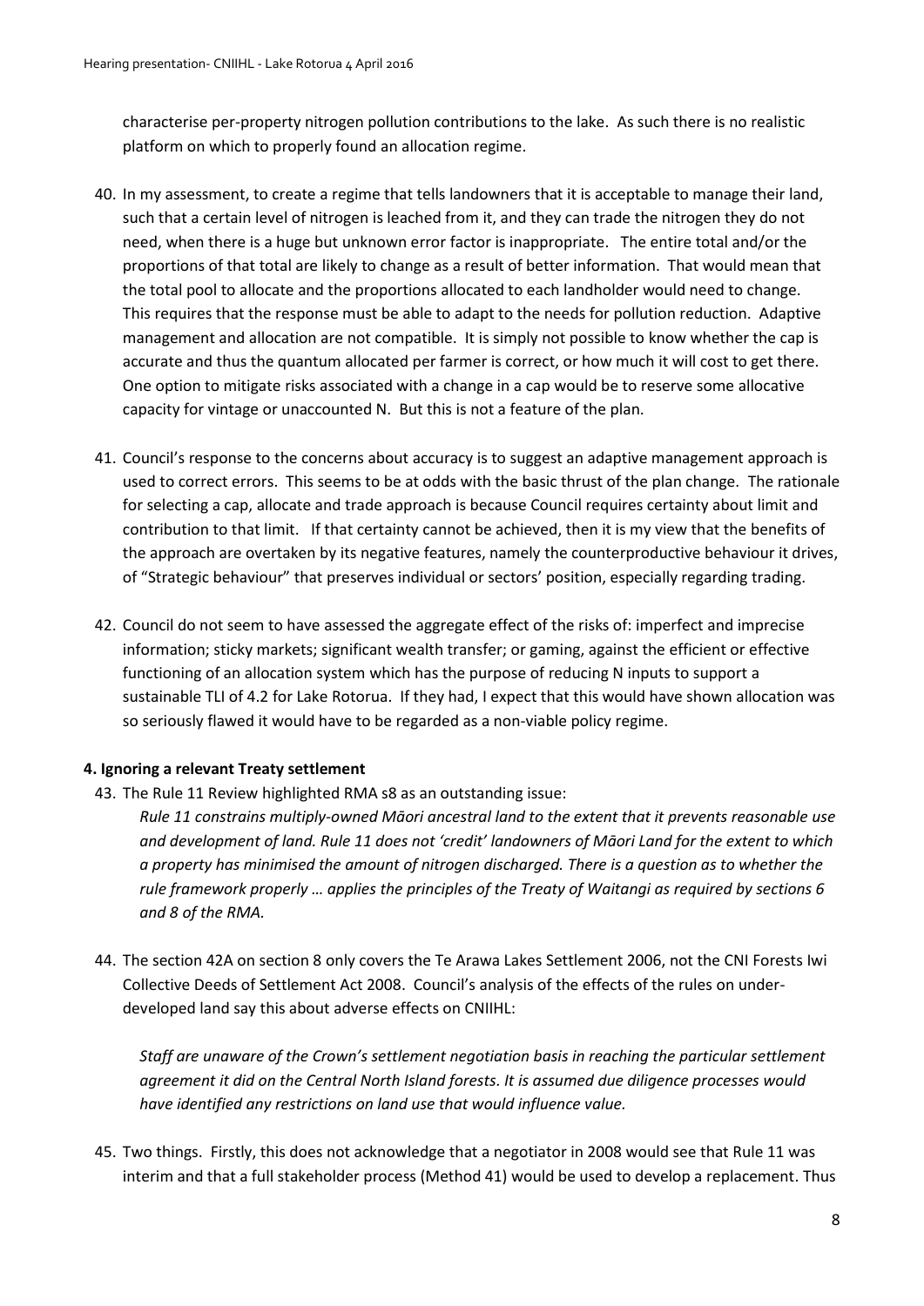characterise per-property nitrogen pollution contributions to the lake. As such there is no realistic platform on which to properly found an allocation regime.

40. In my assessment, to create a regime that tells landowners that it is acceptable to manage their land, such that a certain level of nitrogen is leached from it, and they can trade the nitrogen they do not need, when there is a huge but unknown error factor is inappropriate. The entire total and/or the proportions of that total are likely to change as a result of better information. That would mean that the total pool to allocate and the proportions allocated to each landholder would need to change. This requires that the response must be able to adapt to the needs for pollution reduction. Adaptive management and allocation are not compatible. It is simply not possible to know whether the cap is accurate and thus the quantum allocated per farmer is correct, or how much it will cost to get there. One option to mitigate risks associated with a change in a cap would be to reserve some allocative capacity for vintage or unaccounted N. But this is not a feature of the plan.

41. Council's response to the concerns about accuracy is to suggest an adaptive management approach is used to correct errors. This seems to be at odds with the basic thrust of the plan change. The rationale for selecting a cap, allocate and trade approach is because Council requires certainty about limit and contribution to that limit. If that certainty cannot be achieved, then it is my view that the benefits of the approach are overtaken by its negative features, namely the counterproductive behaviour it drives, of "Strategic behaviour" that preserves individual or sectors' position, especially regarding trading.

42. Council do not seem to have assessed the aggregate effect of the risks of: imperfect and imprecise information; sticky markets; significant wealth transfer; or gaming, against the efficient or effective functioning of an allocation system which has the purpose of reducing N inputs to support a sustainable TLI of 4.2 for Lake Rotorua. If they had, I expect that this would have shown allocation was so seriously flawed it would have to be regarded as a non-viable policy regime.

**4. Ignoring a relevant Treaty settlement**

43. The Rule 11 Review highlighted RMA s8 as an outstanding issue:

    *Rule 11 constrains multiply-owned Māori ancestral land to the extent that it prevents reasonable use and development of land. Rule 11 does not 'credit' landowners of Māori Land for the extent to which a property has minimised the amount of nitrogen discharged. There is a question as to whether the rule framework properly … applies the principles of the Treaty of Waitangi as required by sections 6 and 8 of the RMA.*

44. The section 42A on section 8 only covers the Te Arawa Lakes Settlement 2006, not the CNI Forests Iwi Collective Deeds of Settlement Act 2008. Council's analysis of the effects of the rules on under-developed land say this about adverse effects on CNIIHL:

    *Staff are unaware of the Crown's settlement negotiation basis in reaching the particular settlement agreement it did on the Central North Island forests. It is assumed due diligence processes would have identified any restrictions on land use that would influence value.*

45. Two things. Firstly, this does not acknowledge that a negotiator in 2008 would see that Rule 11 was interim and that a full stakeholder process (Method 41) would be used to develop a replacement. Thus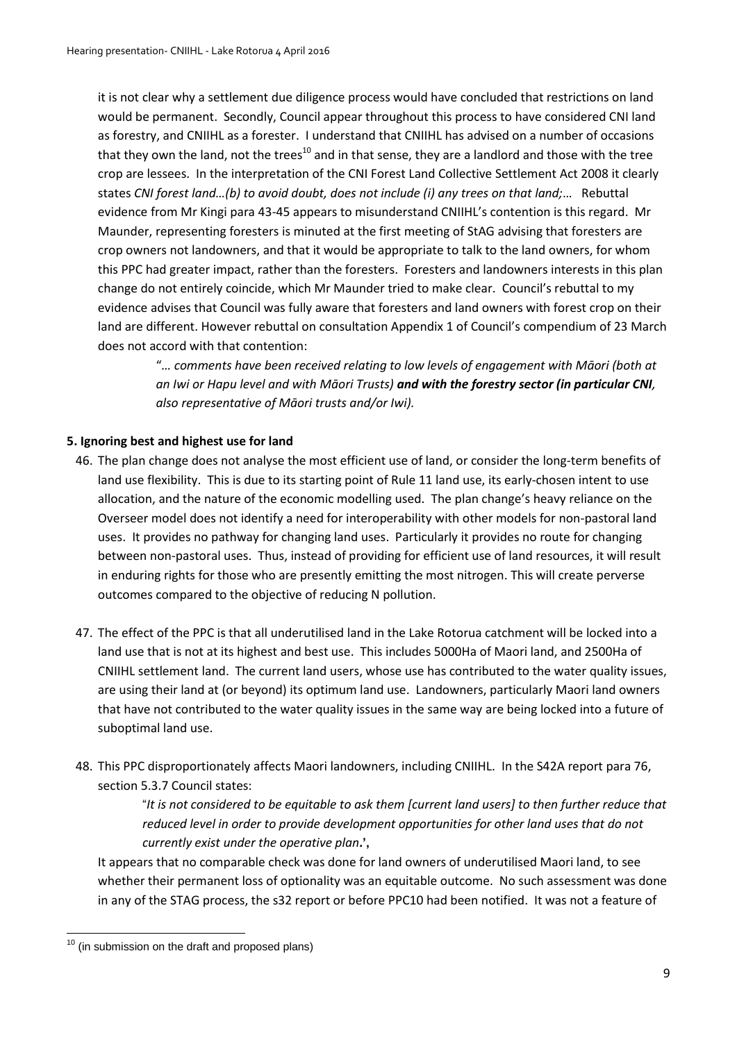it is not clear why a settlement due diligence process would have concluded that restrictions on land would be permanent. Secondly, Council appear throughout this process to have considered CNI land as forestry, and CNIIHL as a forester. I understand that CNIIHL has advised on a number of occasions that they own the land, not the trees[10] and in that sense, they are a landlord and those with the tree crop are lessees. In the interpretation of the CNI Forest Land Collective Settlement Act 2008 it clearly states *CNI forest land…(b) to avoid doubt, does not include (i) any trees on that land;…* Rebuttal evidence from Mr Kingi para 43-45 appears to misunderstand CNIIHL's contention is this regard. Mr Maunder, representing foresters is minuted at the first meeting of StAG advising that foresters are crop owners not landowners, and that it would be appropriate to talk to the land owners, for whom this PPC had greater impact, rather than the foresters. Foresters and landowners interests in this plan change do not entirely coincide, which Mr Maunder tried to make clear. Council's rebuttal to my evidence advises that Council was fully aware that foresters and land owners with forest crop on their land are different. However rebuttal on consultation Appendix 1 of Council's compendium of 23 March does not accord with that contention:

> "*… comments have been received relating to low levels of engagement with Māori (both at an Iwi or Hapu level and with Māori Trusts)* ***and with the forestry sector (in particular CNI****, also representative of Māori trusts and/or Iwi).*

**5. Ignoring best and highest use for land**

46. The plan change does not analyse the most efficient use of land, or consider the long-term benefits of land use flexibility. This is due to its starting point of Rule 11 land use, its early-chosen intent to use allocation, and the nature of the economic modelling used. The plan change's heavy reliance on the Overseer model does not identify a need for interoperability with other models for non-pastoral land uses. It provides no pathway for changing land uses. Particularly it provides no route for changing between non-pastoral uses. Thus, instead of providing for efficient use of land resources, it will result in enduring rights for those who are presently emitting the most nitrogen. This will create perverse outcomes compared to the objective of reducing N pollution.

47. The effect of the PPC is that all underutilised land in the Lake Rotorua catchment will be locked into a land use that is not at its highest and best use. This includes 5000Ha of Maori land, and 2500Ha of CNIIHL settlement land. The current land users, whose use has contributed to the water quality issues, are using their land at (or beyond) its optimum land use. Landowners, particularly Maori land owners that have not contributed to the water quality issues in the same way are being locked into a future of suboptimal land use.

48. This PPC disproportionately affects Maori landowners, including CNIIHL. In the S42A report para 76, section 5.3.7 Council states:

    > "*It is not considered to be equitable to ask them [current land users] to then further reduce that reduced level in order to provide development opportunities for other land uses that do not currently exist under the operative plan***.',**

    It appears that no comparable check was done for land owners of underutilised Maori land, to see whether their permanent loss of optionality was an equitable outcome. No such assessment was done in any of the STAG process, the s32 report or before PPC10 had been notified. It was not a feature of

[10] (in submission on the draft and proposed plans)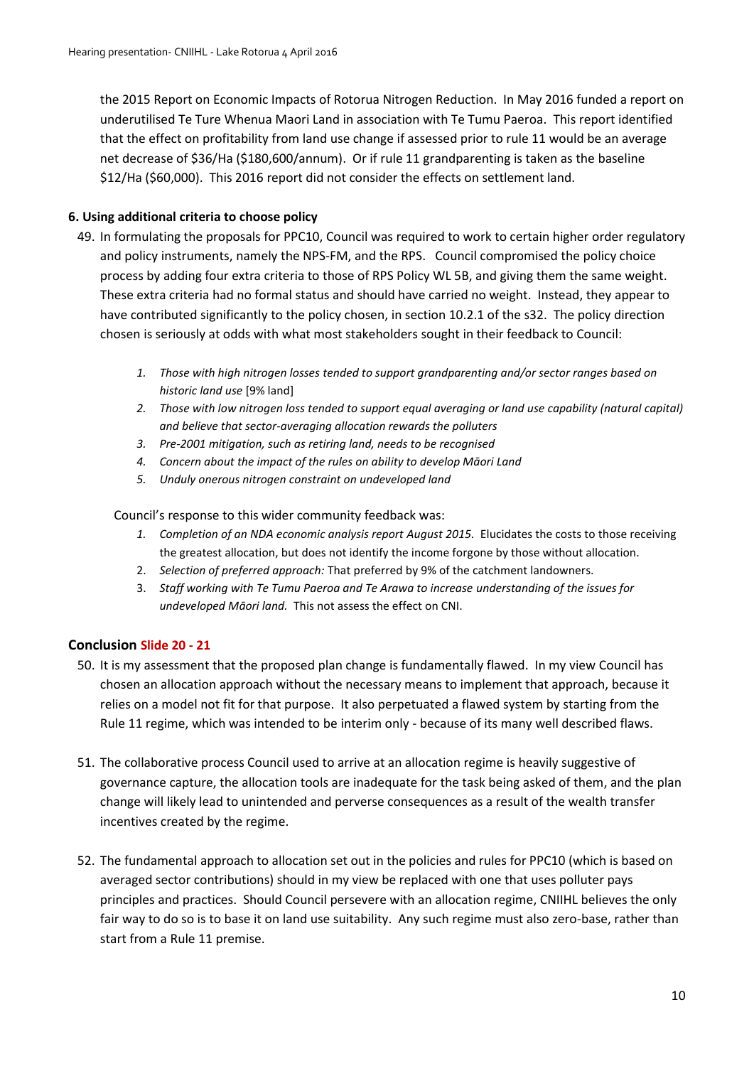the 2015 Report on Economic Impacts of Rotorua Nitrogen Reduction. In May 2016 funded a report on underutilised Te Ture Whenua Maori Land in association with Te Tumu Paeroa. This report identified that the effect on profitability from land use change if assessed prior to rule 11 would be an average net decrease of $36/Ha ($180,600/annum). Or if rule 11 grandparenting is taken as the baseline $12/Ha ($60,000). This 2016 report did not consider the effects on settlement land.

### 6. Using additional criteria to choose policy

49. In formulating the proposals for PPC10, Council was required to work to certain higher order regulatory and policy instruments, namely the NPS-FM, and the RPS. Council compromised the policy choice process by adding four extra criteria to those of RPS Policy WL 5B, and giving them the same weight. These extra criteria had no formal status and should have carried no weight. Instead, they appear to have contributed significantly to the policy chosen, in section 10.2.1 of the s32. The policy direction chosen is seriously at odds with what most stakeholders sought in their feedback to Council:

    1. *Those with high nitrogen losses tended to support grandparenting and/or sector ranges based on historic land use* [9% land]
    2. *Those with low nitrogen loss tended to support equal averaging or land use capability (natural capital) and believe that sector-averaging allocation rewards the polluters*
    3. *Pre-2001 mitigation, such as retiring land, needs to be recognised*
    4. *Concern about the impact of the rules on ability to develop Māori Land*
    5. *Unduly onerous nitrogen constraint on undeveloped land*

    Council's response to this wider community feedback was:

    1. *Completion of an NDA economic analysis report August 2015.* Elucidates the costs to those receiving the greatest allocation, but does not identify the income forgone by those without allocation.
    2. *Selection of preferred approach:* That preferred by 9% of the catchment landowners.
    3. *Staff working with Te Tumu Paeroa and Te Arawa to increase understanding of the issues for undeveloped Māori land.* This not assess the effect on CNI.

## Conclusion Slide 20 - 21

50. It is my assessment that the proposed plan change is fundamentally flawed. In my view Council has chosen an allocation approach without the necessary means to implement that approach, because it relies on a model not fit for that purpose. It also perpetuated a flawed system by starting from the Rule 11 regime, which was intended to be interim only - because of its many well described flaws.

51. The collaborative process Council used to arrive at an allocation regime is heavily suggestive of governance capture, the allocation tools are inadequate for the task being asked of them, and the plan change will likely lead to unintended and perverse consequences as a result of the wealth transfer incentives created by the regime.

52. The fundamental approach to allocation set out in the policies and rules for PPC10 (which is based on averaged sector contributions) should in my view be replaced with one that uses polluter pays principles and practices. Should Council persevere with an allocation regime, CNIIHL believes the only fair way to do so is to base it on land use suitability. Any such regime must also zero-base, rather than start from a Rule 11 premise.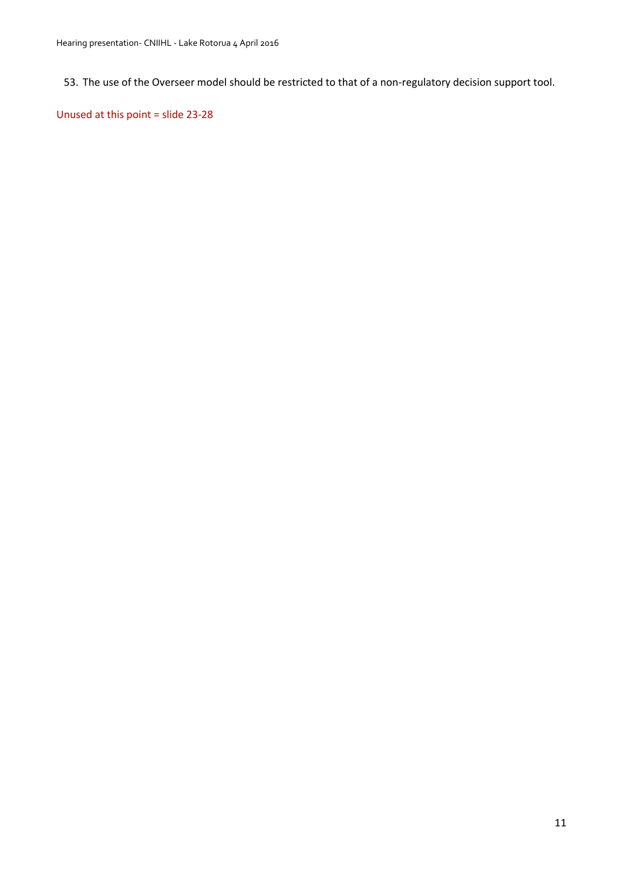53. The use of the Overseer model should be restricted to that of a non-regulatory decision support tool.

Unused at this point = slide 23-28